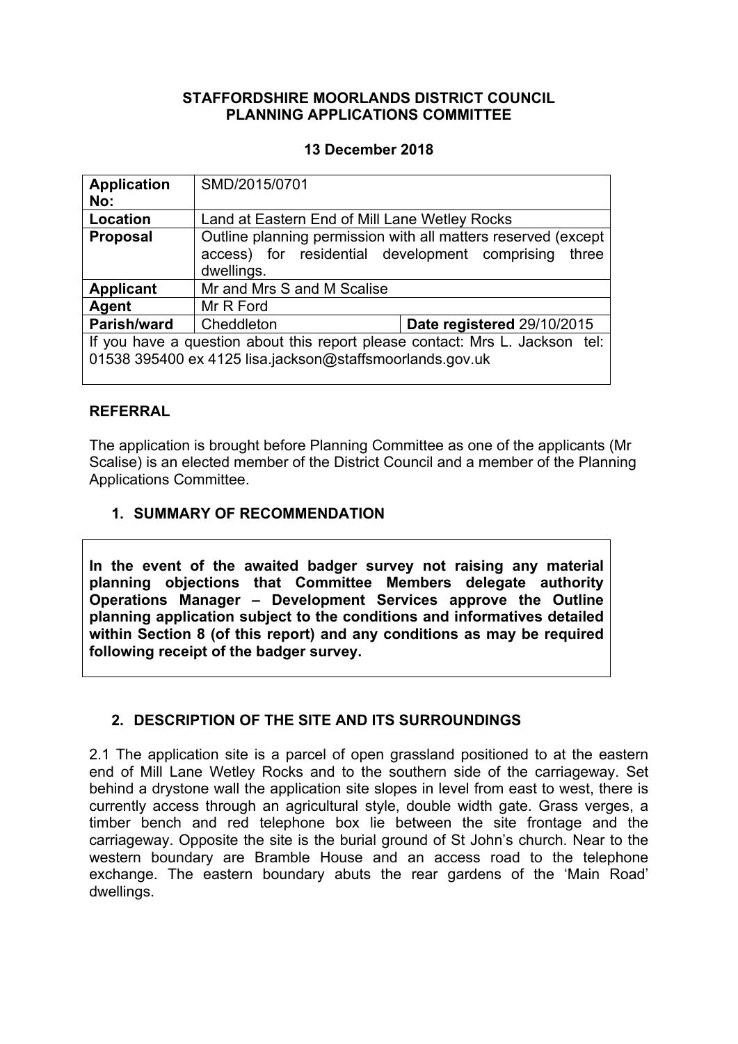**STAFFORDSHIRE MOORLANDS DISTRICT COUNCIL**
**PLANNING APPLICATIONS COMMITTEE**

**13 December 2018**

| | | |
|---|---|---|
| **Application No:** | SMD/2015/0701 | |
| **Location** | Land at Eastern End of Mill Lane Wetley Rocks | |
| **Proposal** | Outline planning permission with all matters reserved (except access) for residential development comprising three dwellings. | |
| **Applicant** | Mr and Mrs S and M Scalise | |
| **Agent** | Mr R Ford | |
| **Parish/ward** | Cheddleton | **Date registered** 29/10/2015 |
| If you have a question about this report please contact: Mrs L. Jackson tel: 01538 395400 ex 4125 lisa.jackson@staffsmoorlands.gov.uk | | |

## REFERRAL

The application is brought before Planning Committee as one of the applicants (Mr Scalise) is an elected member of the District Council and a member of the Planning Applications Committee.

## 1. SUMMARY OF RECOMMENDATION

**In the event of the awaited badger survey not raising any material planning objections that Committee Members delegate authority Operations Manager – Development Services approve the Outline planning application subject to the conditions and informatives detailed within Section 8 (of this report) and any conditions as may be required following receipt of the badger survey.**

## 2. DESCRIPTION OF THE SITE AND ITS SURROUNDINGS

2.1 The application site is a parcel of open grassland positioned to at the eastern end of Mill Lane Wetley Rocks and to the southern side of the carriageway. Set behind a drystone wall the application site slopes in level from east to west, there is currently access through an agricultural style, double width gate. Grass verges, a timber bench and red telephone box lie between the site frontage and the carriageway. Opposite the site is the burial ground of St John's church. Near to the western boundary are Bramble House and an access road to the telephone exchange. The eastern boundary abuts the rear gardens of the 'Main Road' dwellings.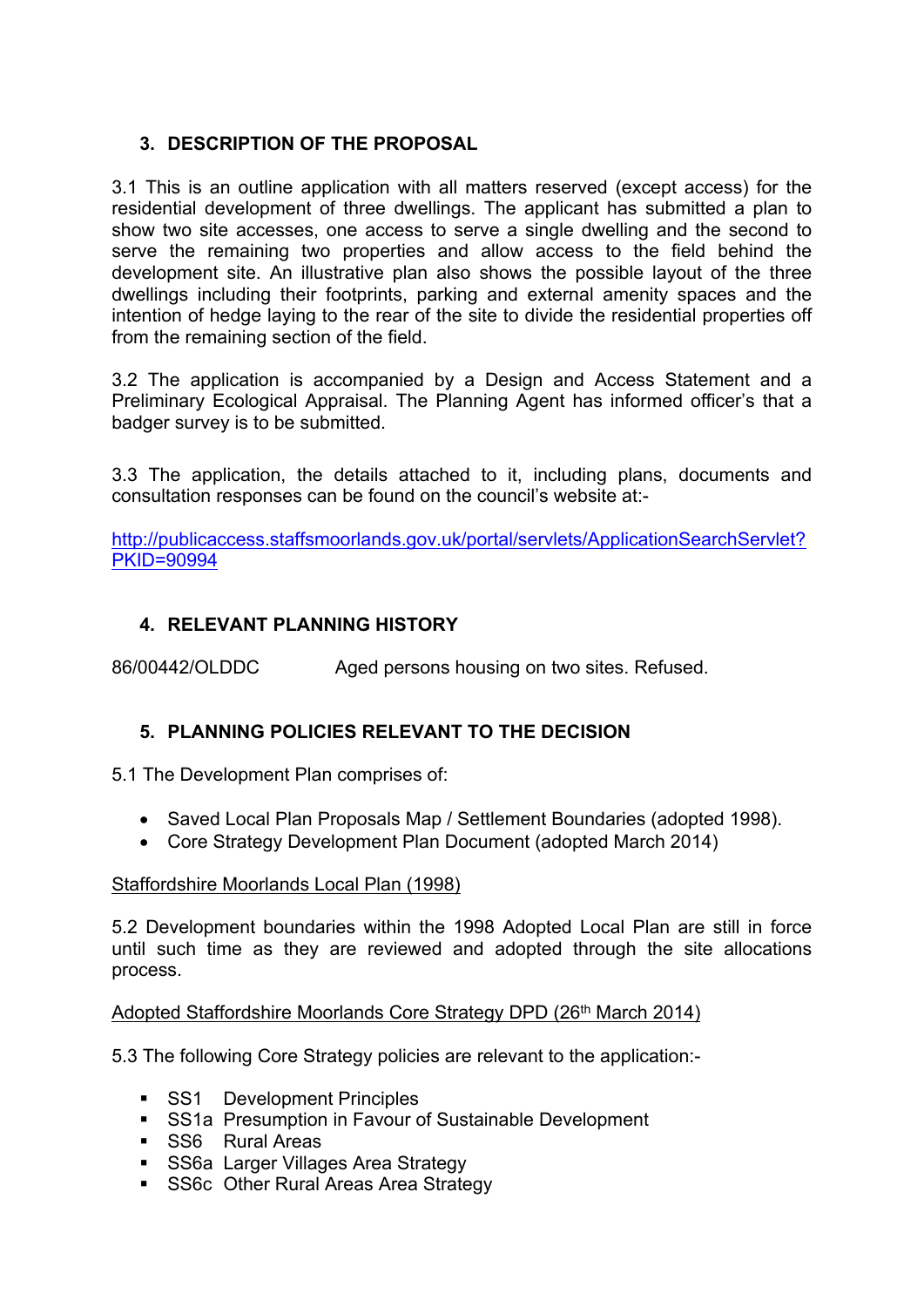## 3. DESCRIPTION OF THE PROPOSAL

3.1 This is an outline application with all matters reserved (except access) for the residential development of three dwellings. The applicant has submitted a plan to show two site accesses, one access to serve a single dwelling and the second to serve the remaining two properties and allow access to the field behind the development site. An illustrative plan also shows the possible layout of the three dwellings including their footprints, parking and external amenity spaces and the intention of hedge laying to the rear of the site to divide the residential properties off from the remaining section of the field.

3.2 The application is accompanied by a Design and Access Statement and a Preliminary Ecological Appraisal. The Planning Agent has informed officer's that a badger survey is to be submitted.

3.3 The application, the details attached to it, including plans, documents and consultation responses can be found on the council's website at:-

http://publicaccess.staffsmoorlands.gov.uk/portal/servlets/ApplicationSearchServlet?PKID=90994

## 4. RELEVANT PLANNING HISTORY

86/00442/OLDDC Aged persons housing on two sites. Refused.

## 5. PLANNING POLICIES RELEVANT TO THE DECISION

5.1 The Development Plan comprises of:

- Saved Local Plan Proposals Map / Settlement Boundaries (adopted 1998).
- Core Strategy Development Plan Document (adopted March 2014)

Staffordshire Moorlands Local Plan (1998)

5.2 Development boundaries within the 1998 Adopted Local Plan are still in force until such time as they are reviewed and adopted through the site allocations process.

Adopted Staffordshire Moorlands Core Strategy DPD (26th March 2014)

5.3 The following Core Strategy policies are relevant to the application:-

- SS1 Development Principles
- SS1a Presumption in Favour of Sustainable Development
- SS6 Rural Areas
- SS6a Larger Villages Area Strategy
- SS6c Other Rural Areas Area Strategy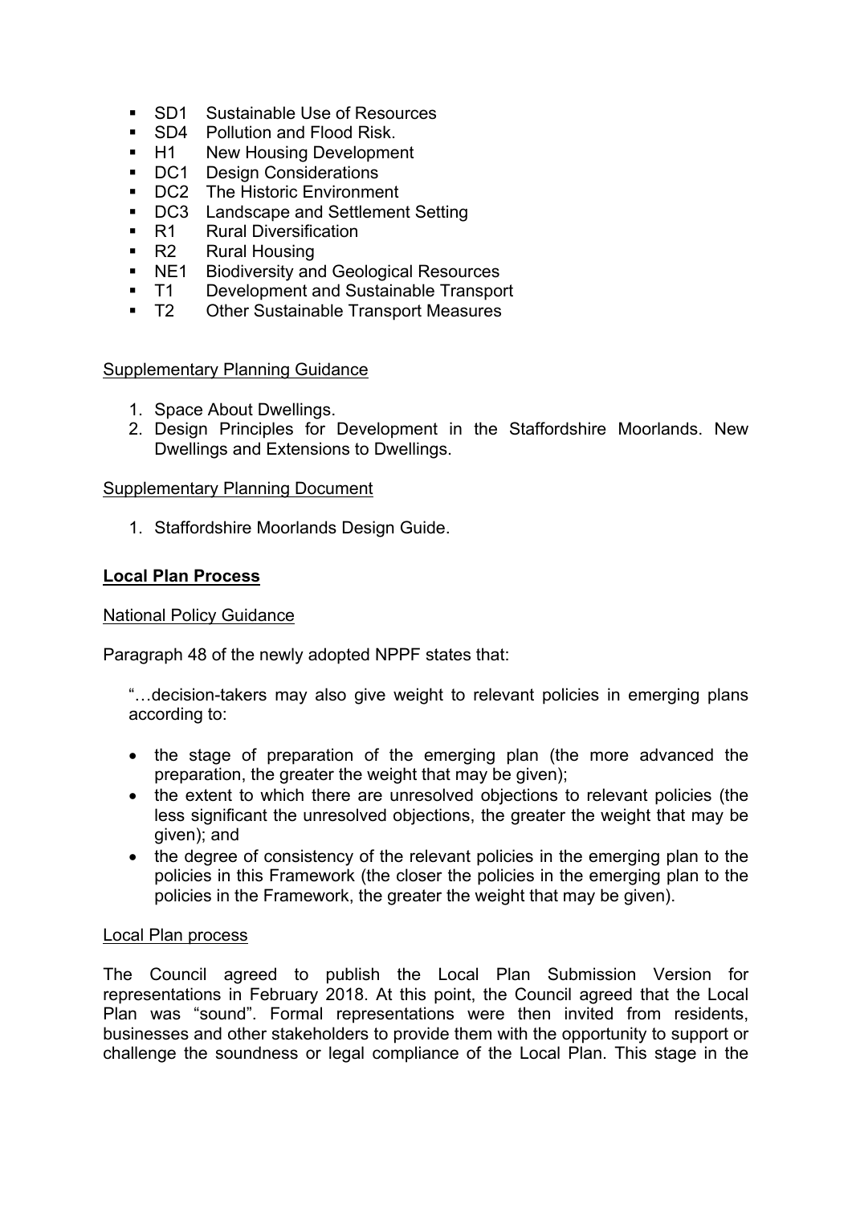- SD1 Sustainable Use of Resources
- SD4 Pollution and Flood Risk.
- H1 New Housing Development
- DC1 Design Considerations
- DC2 The Historic Environment
- DC3 Landscape and Settlement Setting
- R1 Rural Diversification
- R2 Rural Housing
- NE1 Biodiversity and Geological Resources
- T1 Development and Sustainable Transport
- T2 Other Sustainable Transport Measures

<u>Supplementary Planning Guidance</u>

1. Space About Dwellings.
2. Design Principles for Development in the Staffordshire Moorlands. New Dwellings and Extensions to Dwellings.

<u>Supplementary Planning Document</u>

1. Staffordshire Moorlands Design Guide.

**<u>Local Plan Process</u>**

<u>National Policy Guidance</u>

Paragraph 48 of the newly adopted NPPF states that:

> "…decision-takers may also give weight to relevant policies in emerging plans according to:
>
> - the stage of preparation of the emerging plan (the more advanced the preparation, the greater the weight that may be given);
> - the extent to which there are unresolved objections to relevant policies (the less significant the unresolved objections, the greater the weight that may be given); and
> - the degree of consistency of the relevant policies in the emerging plan to the policies in this Framework (the closer the policies in the emerging plan to the policies in the Framework, the greater the weight that may be given).

<u>Local Plan process</u>

The Council agreed to publish the Local Plan Submission Version for representations in February 2018. At this point, the Council agreed that the Local Plan was "sound". Formal representations were then invited from residents, businesses and other stakeholders to provide them with the opportunity to support or challenge the soundness or legal compliance of the Local Plan. This stage in the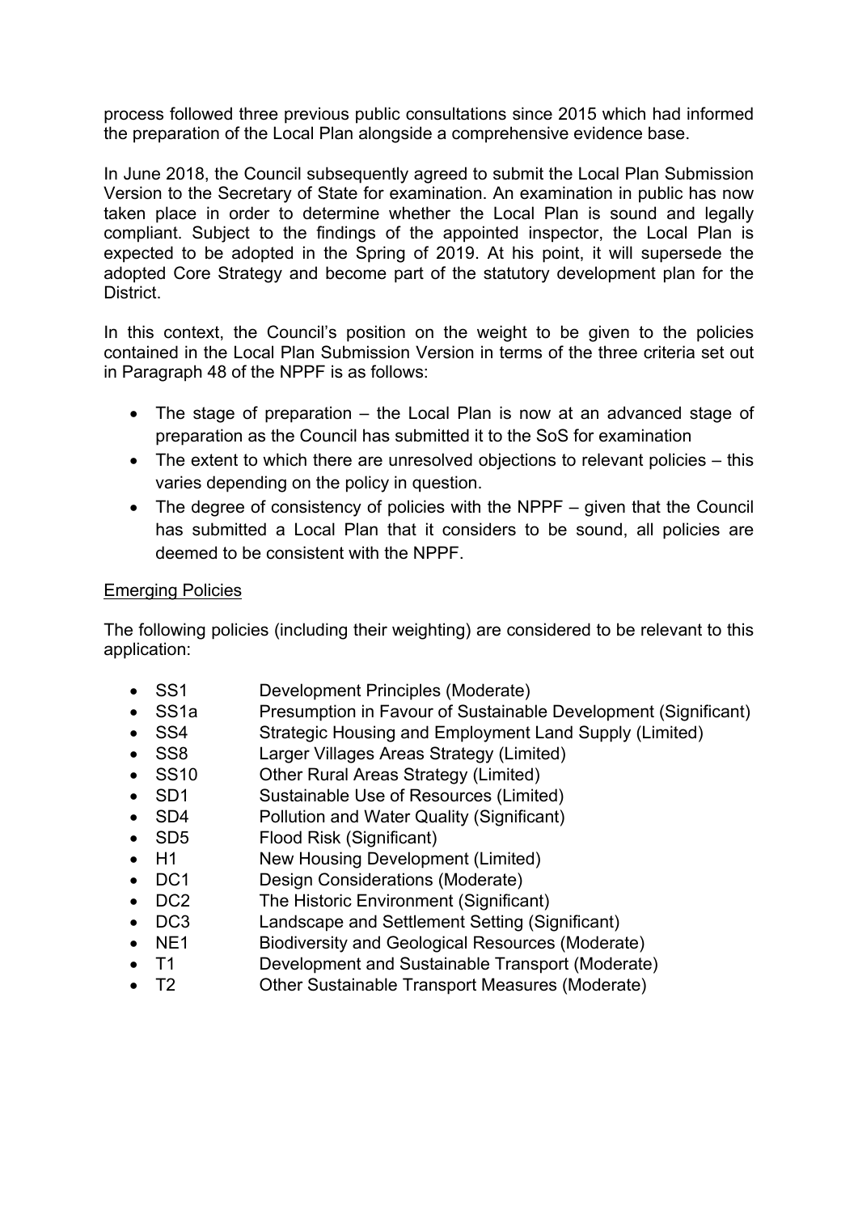process followed three previous public consultations since 2015 which had informed the preparation of the Local Plan alongside a comprehensive evidence base.

In June 2018, the Council subsequently agreed to submit the Local Plan Submission Version to the Secretary of State for examination. An examination in public has now taken place in order to determine whether the Local Plan is sound and legally compliant. Subject to the findings of the appointed inspector, the Local Plan is expected to be adopted in the Spring of 2019. At his point, it will supersede the adopted Core Strategy and become part of the statutory development plan for the District.

In this context, the Council's position on the weight to be given to the policies contained in the Local Plan Submission Version in terms of the three criteria set out in Paragraph 48 of the NPPF is as follows:

- The stage of preparation – the Local Plan is now at an advanced stage of preparation as the Council has submitted it to the SoS for examination
- The extent to which there are unresolved objections to relevant policies – this varies depending on the policy in question.
- The degree of consistency of policies with the NPPF – given that the Council has submitted a Local Plan that it considers to be sound, all policies are deemed to be consistent with the NPPF.

<u>Emerging Policies</u>

The following policies (including their weighting) are considered to be relevant to this application:

- SS1 Development Principles (Moderate)
- SS1a Presumption in Favour of Sustainable Development (Significant)
- SS4 Strategic Housing and Employment Land Supply (Limited)
- SS8 Larger Villages Areas Strategy (Limited)
- SS10 Other Rural Areas Strategy (Limited)
- SD1 Sustainable Use of Resources (Limited)
- SD4 Pollution and Water Quality (Significant)
- SD5 Flood Risk (Significant)
- H1 New Housing Development (Limited)
- DC1 Design Considerations (Moderate)
- DC2 The Historic Environment (Significant)
- DC3 Landscape and Settlement Setting (Significant)
- NE1 Biodiversity and Geological Resources (Moderate)
- T1 Development and Sustainable Transport (Moderate)
- T2 Other Sustainable Transport Measures (Moderate)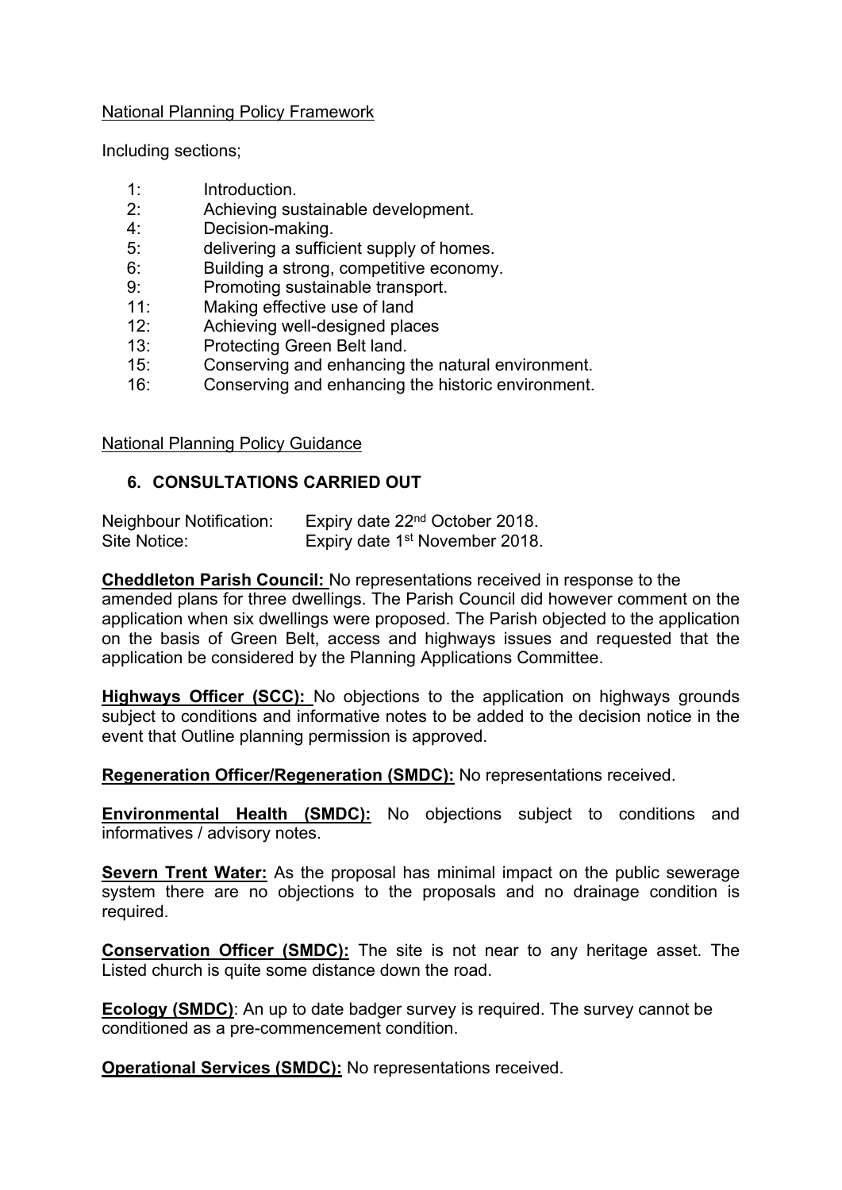National Planning Policy Framework

Including sections;

- 1: Introduction.
- 2: Achieving sustainable development.
- 4: Decision-making.
- 5: delivering a sufficient supply of homes.
- 6: Building a strong, competitive economy.
- 9: Promoting sustainable transport.
- 11: Making effective use of land
- 12: Achieving well-designed places
- 13: Protecting Green Belt land.
- 15: Conserving and enhancing the natural environment.
- 16: Conserving and enhancing the historic environment.

National Planning Policy Guidance

## 6. CONSULTATIONS CARRIED OUT

Neighbour Notification: Expiry date 22nd October 2018.
Site Notice: Expiry date 1st November 2018.

**Cheddleton Parish Council:** No representations received in response to the amended plans for three dwellings. The Parish Council did however comment on the application when six dwellings were proposed. The Parish objected to the application on the basis of Green Belt, access and highways issues and requested that the application be considered by the Planning Applications Committee.

**Highways Officer (SCC):** No objections to the application on highways grounds subject to conditions and informative notes to be added to the decision notice in the event that Outline planning permission is approved.

**Regeneration Officer/Regeneration (SMDC):** No representations received.

**Environmental Health (SMDC):** No objections subject to conditions and informatives / advisory notes.

**Severn Trent Water:** As the proposal has minimal impact on the public sewerage system there are no objections to the proposals and no drainage condition is required.

**Conservation Officer (SMDC):** The site is not near to any heritage asset. The Listed church is quite some distance down the road.

**Ecology (SMDC)**: An up to date badger survey is required. The survey cannot be conditioned as a pre-commencement condition.

**Operational Services (SMDC):** No representations received.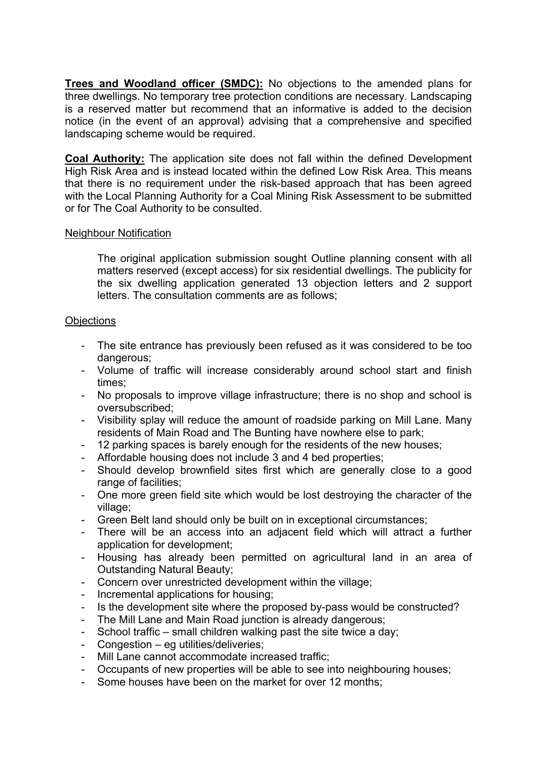**Trees and Woodland officer (SMDC):** No objections to the amended plans for three dwellings. No temporary tree protection conditions are necessary. Landscaping is a reserved matter but recommend that an informative is added to the decision notice (in the event of an approval) advising that a comprehensive and specified landscaping scheme would be required.

**Coal Authority:** The application site does not fall within the defined Development High Risk Area and is instead located within the defined Low Risk Area. This means that there is no requirement under the risk-based approach that has been agreed with the Local Planning Authority for a Coal Mining Risk Assessment to be submitted or for The Coal Authority to be consulted.

Neighbour Notification

The original application submission sought Outline planning consent with all matters reserved (except access) for six residential dwellings. The publicity for the six dwelling application generated 13 objection letters and 2 support letters. The consultation comments are as follows;

Objections

- The site entrance has previously been refused as it was considered to be too dangerous;
- Volume of traffic will increase considerably around school start and finish times;
- No proposals to improve village infrastructure; there is no shop and school is oversubscribed;
- Visibility splay will reduce the amount of roadside parking on Mill Lane. Many residents of Main Road and The Bunting have nowhere else to park;
- 12 parking spaces is barely enough for the residents of the new houses;
- Affordable housing does not include 3 and 4 bed properties;
- Should develop brownfield sites first which are generally close to a good range of facilities;
- One more green field site which would be lost destroying the character of the village;
- Green Belt land should only be built on in exceptional circumstances;
- There will be an access into an adjacent field which will attract a further application for development;
- Housing has already been permitted on agricultural land in an area of Outstanding Natural Beauty;
- Concern over unrestricted development within the village;
- Incremental applications for housing;
- Is the development site where the proposed by-pass would be constructed?
- The Mill Lane and Main Road junction is already dangerous;
- School traffic – small children walking past the site twice a day;
- Congestion – eg utilities/deliveries;
- Mill Lane cannot accommodate increased traffic;
- Occupants of new properties will be able to see into neighbouring houses;
- Some houses have been on the market for over 12 months;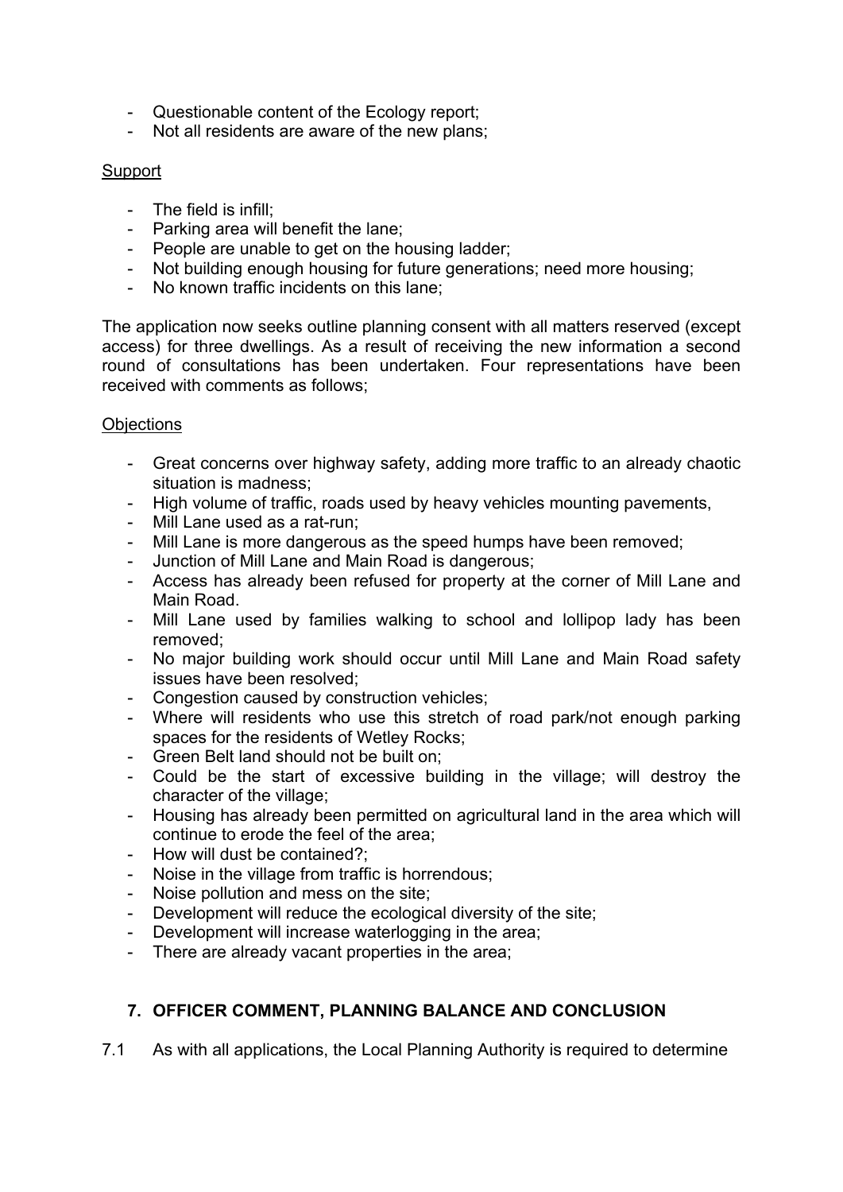- Questionable content of the Ecology report;
- Not all residents are aware of the new plans;

Support

- The field is infill;
- Parking area will benefit the lane;
- People are unable to get on the housing ladder;
- Not building enough housing for future generations; need more housing;
- No known traffic incidents on this lane;

The application now seeks outline planning consent with all matters reserved (except access) for three dwellings. As a result of receiving the new information a second round of consultations has been undertaken. Four representations have been received with comments as follows;

Objections

- Great concerns over highway safety, adding more traffic to an already chaotic situation is madness;
- High volume of traffic, roads used by heavy vehicles mounting pavements,
- Mill Lane used as a rat-run;
- Mill Lane is more dangerous as the speed humps have been removed;
- Junction of Mill Lane and Main Road is dangerous;
- Access has already been refused for property at the corner of Mill Lane and Main Road.
- Mill Lane used by families walking to school and lollipop lady has been removed;
- No major building work should occur until Mill Lane and Main Road safety issues have been resolved;
- Congestion caused by construction vehicles;
- Where will residents who use this stretch of road park/not enough parking spaces for the residents of Wetley Rocks;
- Green Belt land should not be built on;
- Could be the start of excessive building in the village; will destroy the character of the village;
- Housing has already been permitted on agricultural land in the area which will continue to erode the feel of the area;
- How will dust be contained?;
- Noise in the village from traffic is horrendous;
- Noise pollution and mess on the site;
- Development will reduce the ecological diversity of the site;
- Development will increase waterlogging in the area;
- There are already vacant properties in the area;

## 7. OFFICER COMMENT, PLANNING BALANCE AND CONCLUSION

7.1 As with all applications, the Local Planning Authority is required to determine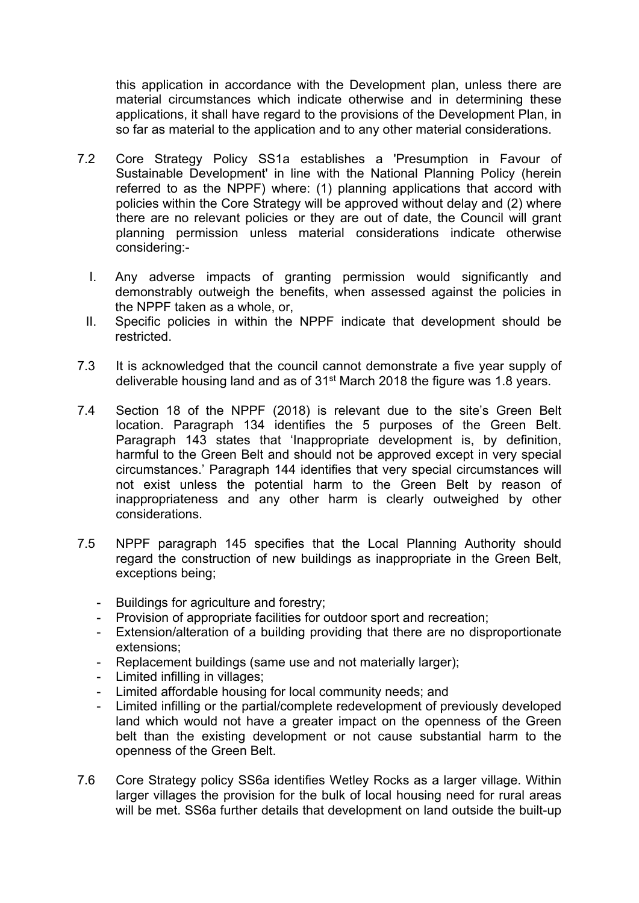this application in accordance with the Development plan, unless there are material circumstances which indicate otherwise and in determining these applications, it shall have regard to the provisions of the Development Plan, in so far as material to the application and to any other material considerations.

7.2 Core Strategy Policy SS1a establishes a 'Presumption in Favour of Sustainable Development' in line with the National Planning Policy (herein referred to as the NPPF) where: (1) planning applications that accord with policies within the Core Strategy will be approved without delay and (2) where there are no relevant policies or they are out of date, the Council will grant planning permission unless material considerations indicate otherwise considering:-

I. Any adverse impacts of granting permission would significantly and demonstrably outweigh the benefits, when assessed against the policies in the NPPF taken as a whole, or,

II. Specific policies in within the NPPF indicate that development should be restricted.

7.3 It is acknowledged that the council cannot demonstrate a five year supply of deliverable housing land and as of 31st March 2018 the figure was 1.8 years.

7.4 Section 18 of the NPPF (2018) is relevant due to the site's Green Belt location. Paragraph 134 identifies the 5 purposes of the Green Belt. Paragraph 143 states that 'Inappropriate development is, by definition, harmful to the Green Belt and should not be approved except in very special circumstances.' Paragraph 144 identifies that very special circumstances will not exist unless the potential harm to the Green Belt by reason of inappropriateness and any other harm is clearly outweighed by other considerations.

7.5 NPPF paragraph 145 specifies that the Local Planning Authority should regard the construction of new buildings as inappropriate in the Green Belt, exceptions being;

- Buildings for agriculture and forestry;
- Provision of appropriate facilities for outdoor sport and recreation;
- Extension/alteration of a building providing that there are no disproportionate extensions;
- Replacement buildings (same use and not materially larger);
- Limited infilling in villages;
- Limited affordable housing for local community needs; and
- Limited infilling or the partial/complete redevelopment of previously developed land which would not have a greater impact on the openness of the Green belt than the existing development or not cause substantial harm to the openness of the Green Belt.

7.6 Core Strategy policy SS6a identifies Wetley Rocks as a larger village. Within larger villages the provision for the bulk of local housing need for rural areas will be met. SS6a further details that development on land outside the built-up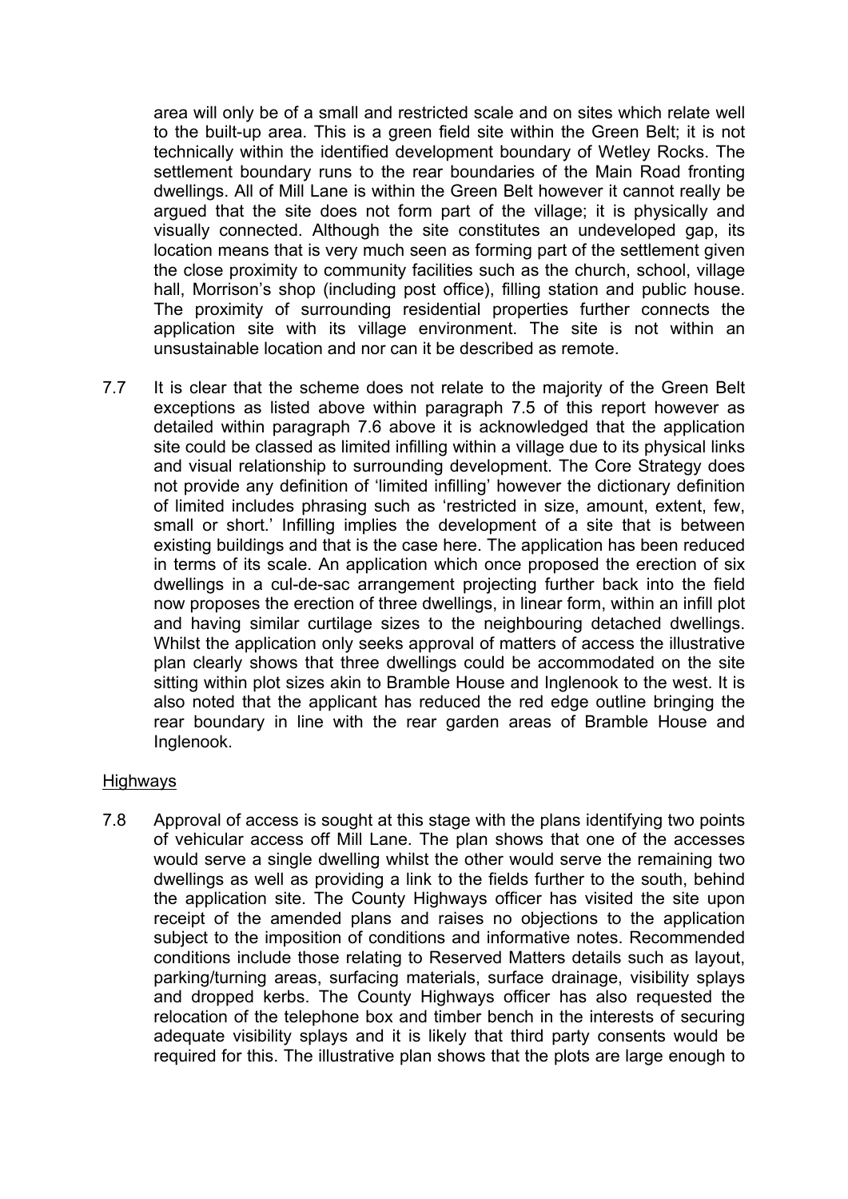area will only be of a small and restricted scale and on sites which relate well to the built-up area. This is a green field site within the Green Belt; it is not technically within the identified development boundary of Wetley Rocks. The settlement boundary runs to the rear boundaries of the Main Road fronting dwellings. All of Mill Lane is within the Green Belt however it cannot really be argued that the site does not form part of the village; it is physically and visually connected. Although the site constitutes an undeveloped gap, its location means that is very much seen as forming part of the settlement given the close proximity to community facilities such as the church, school, village hall, Morrison's shop (including post office), filling station and public house. The proximity of surrounding residential properties further connects the application site with its village environment. The site is not within an unsustainable location and nor can it be described as remote.

7.7 It is clear that the scheme does not relate to the majority of the Green Belt exceptions as listed above within paragraph 7.5 of this report however as detailed within paragraph 7.6 above it is acknowledged that the application site could be classed as limited infilling within a village due to its physical links and visual relationship to surrounding development. The Core Strategy does not provide any definition of 'limited infilling' however the dictionary definition of limited includes phrasing such as 'restricted in size, amount, extent, few, small or short.' Infilling implies the development of a site that is between existing buildings and that is the case here. The application has been reduced in terms of its scale. An application which once proposed the erection of six dwellings in a cul-de-sac arrangement projecting further back into the field now proposes the erection of three dwellings, in linear form, within an infill plot and having similar curtilage sizes to the neighbouring detached dwellings. Whilst the application only seeks approval of matters of access the illustrative plan clearly shows that three dwellings could be accommodated on the site sitting within plot sizes akin to Bramble House and Inglenook to the west. It is also noted that the applicant has reduced the red edge outline bringing the rear boundary in line with the rear garden areas of Bramble House and Inglenook.

## Highways

7.8 Approval of access is sought at this stage with the plans identifying two points of vehicular access off Mill Lane. The plan shows that one of the accesses would serve a single dwelling whilst the other would serve the remaining two dwellings as well as providing a link to the fields further to the south, behind the application site. The County Highways officer has visited the site upon receipt of the amended plans and raises no objections to the application subject to the imposition of conditions and informative notes. Recommended conditions include those relating to Reserved Matters details such as layout, parking/turning areas, surfacing materials, surface drainage, visibility splays and dropped kerbs. The County Highways officer has also requested the relocation of the telephone box and timber bench in the interests of securing adequate visibility splays and it is likely that third party consents would be required for this. The illustrative plan shows that the plots are large enough to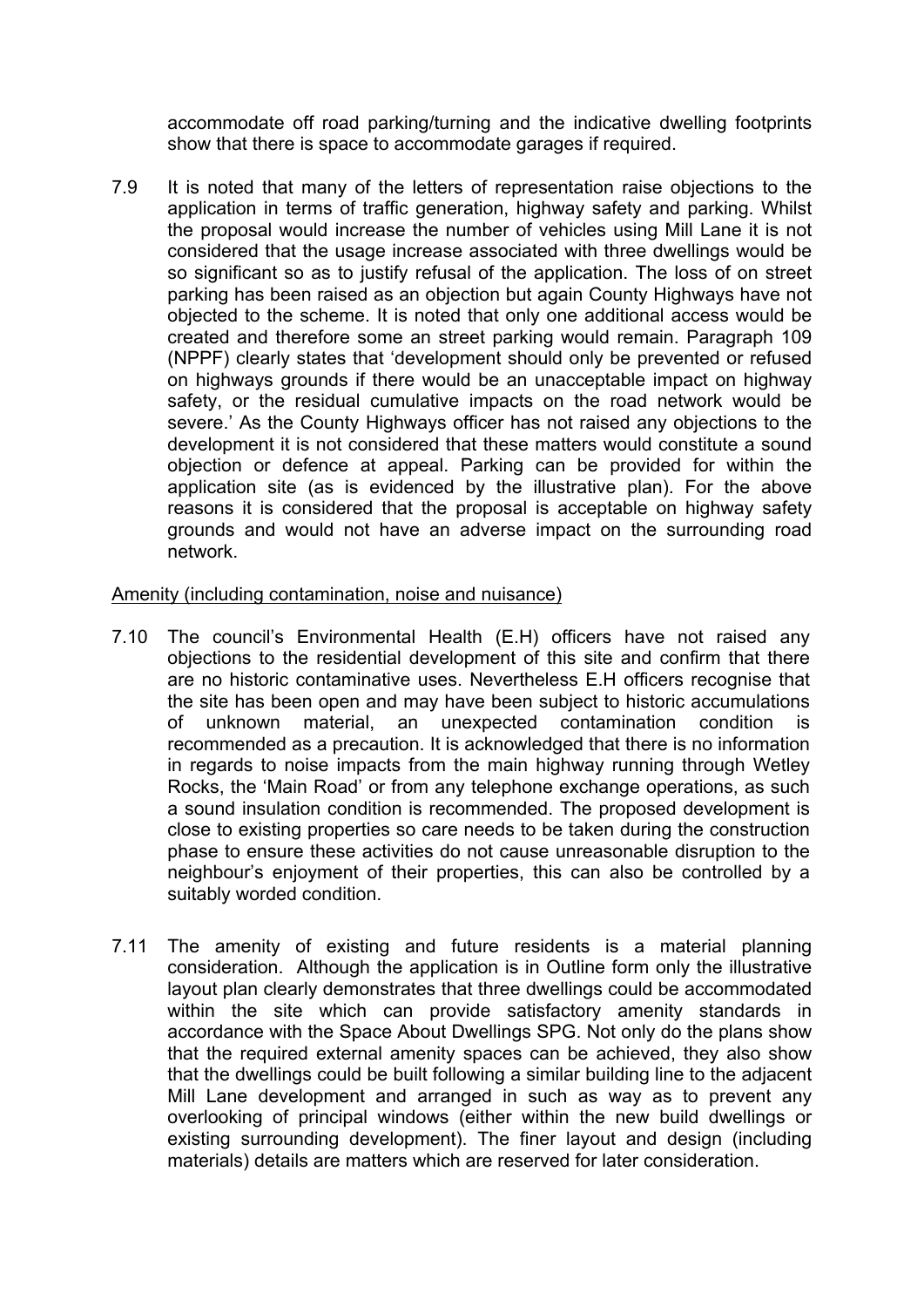accommodate off road parking/turning and the indicative dwelling footprints show that there is space to accommodate garages if required.

7.9 It is noted that many of the letters of representation raise objections to the application in terms of traffic generation, highway safety and parking. Whilst the proposal would increase the number of vehicles using Mill Lane it is not considered that the usage increase associated with three dwellings would be so significant so as to justify refusal of the application. The loss of on street parking has been raised as an objection but again County Highways have not objected to the scheme. It is noted that only one additional access would be created and therefore some an street parking would remain. Paragraph 109 (NPPF) clearly states that 'development should only be prevented or refused on highways grounds if there would be an unacceptable impact on highway safety, or the residual cumulative impacts on the road network would be severe.' As the County Highways officer has not raised any objections to the development it is not considered that these matters would constitute a sound objection or defence at appeal. Parking can be provided for within the application site (as is evidenced by the illustrative plan). For the above reasons it is considered that the proposal is acceptable on highway safety grounds and would not have an adverse impact on the surrounding road network.

<u>Amenity (including contamination, noise and nuisance)</u>

7.10 The council's Environmental Health (E.H) officers have not raised any objections to the residential development of this site and confirm that there are no historic contaminative uses. Nevertheless E.H officers recognise that the site has been open and may have been subject to historic accumulations of unknown material, an unexpected contamination condition is recommended as a precaution. It is acknowledged that there is no information in regards to noise impacts from the main highway running through Wetley Rocks, the 'Main Road' or from any telephone exchange operations, as such a sound insulation condition is recommended. The proposed development is close to existing properties so care needs to be taken during the construction phase to ensure these activities do not cause unreasonable disruption to the neighbour's enjoyment of their properties, this can also be controlled by a suitably worded condition.

7.11 The amenity of existing and future residents is a material planning consideration. Although the application is in Outline form only the illustrative layout plan clearly demonstrates that three dwellings could be accommodated within the site which can provide satisfactory amenity standards in accordance with the Space About Dwellings SPG. Not only do the plans show that the required external amenity spaces can be achieved, they also show that the dwellings could be built following a similar building line to the adjacent Mill Lane development and arranged in such as way as to prevent any overlooking of principal windows (either within the new build dwellings or existing surrounding development). The finer layout and design (including materials) details are matters which are reserved for later consideration.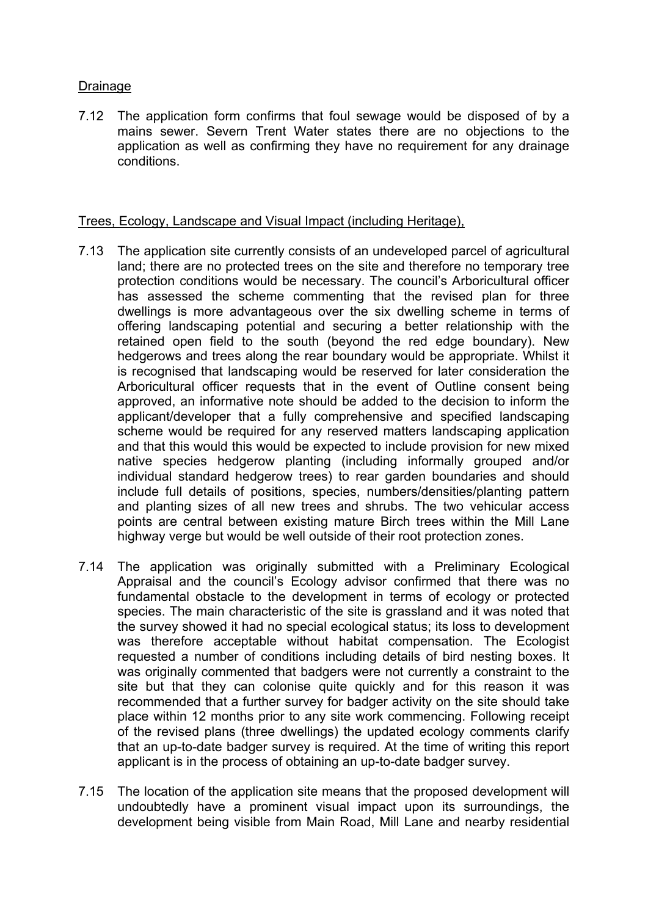<u>Drainage</u>

7.12 The application form confirms that foul sewage would be disposed of by a mains sewer. Severn Trent Water states there are no objections to the application as well as confirming they have no requirement for any drainage conditions.

<u>Trees, Ecology, Landscape and Visual Impact (including Heritage),</u>

7.13 The application site currently consists of an undeveloped parcel of agricultural land; there are no protected trees on the site and therefore no temporary tree protection conditions would be necessary. The council's Arboricultural officer has assessed the scheme commenting that the revised plan for three dwellings is more advantageous over the six dwelling scheme in terms of offering landscaping potential and securing a better relationship with the retained open field to the south (beyond the red edge boundary). New hedgerows and trees along the rear boundary would be appropriate. Whilst it is recognised that landscaping would be reserved for later consideration the Arboricultural officer requests that in the event of Outline consent being approved, an informative note should be added to the decision to inform the applicant/developer that a fully comprehensive and specified landscaping scheme would be required for any reserved matters landscaping application and that this would this would be expected to include provision for new mixed native species hedgerow planting (including informally grouped and/or individual standard hedgerow trees) to rear garden boundaries and should include full details of positions, species, numbers/densities/planting pattern and planting sizes of all new trees and shrubs. The two vehicular access points are central between existing mature Birch trees within the Mill Lane highway verge but would be well outside of their root protection zones.

7.14 The application was originally submitted with a Preliminary Ecological Appraisal and the council's Ecology advisor confirmed that there was no fundamental obstacle to the development in terms of ecology or protected species. The main characteristic of the site is grassland and it was noted that the survey showed it had no special ecological status; its loss to development was therefore acceptable without habitat compensation. The Ecologist requested a number of conditions including details of bird nesting boxes. It was originally commented that badgers were not currently a constraint to the site but that they can colonise quite quickly and for this reason it was recommended that a further survey for badger activity on the site should take place within 12 months prior to any site work commencing. Following receipt of the revised plans (three dwellings) the updated ecology comments clarify that an up-to-date badger survey is required. At the time of writing this report applicant is in the process of obtaining an up-to-date badger survey.

7.15 The location of the application site means that the proposed development will undoubtedly have a prominent visual impact upon its surroundings, the development being visible from Main Road, Mill Lane and nearby residential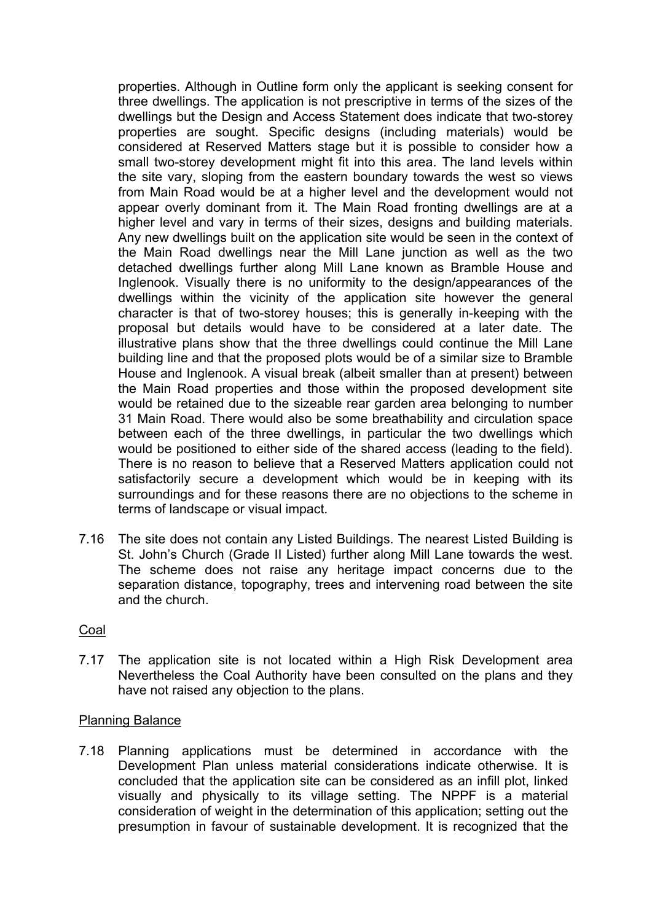properties. Although in Outline form only the applicant is seeking consent for three dwellings. The application is not prescriptive in terms of the sizes of the dwellings but the Design and Access Statement does indicate that two-storey properties are sought. Specific designs (including materials) would be considered at Reserved Matters stage but it is possible to consider how a small two-storey development might fit into this area. The land levels within the site vary, sloping from the eastern boundary towards the west so views from Main Road would be at a higher level and the development would not appear overly dominant from it. The Main Road fronting dwellings are at a higher level and vary in terms of their sizes, designs and building materials. Any new dwellings built on the application site would be seen in the context of the Main Road dwellings near the Mill Lane junction as well as the two detached dwellings further along Mill Lane known as Bramble House and Inglenook. Visually there is no uniformity to the design/appearances of the dwellings within the vicinity of the application site however the general character is that of two-storey houses; this is generally in-keeping with the proposal but details would have to be considered at a later date. The illustrative plans show that the three dwellings could continue the Mill Lane building line and that the proposed plots would be of a similar size to Bramble House and Inglenook. A visual break (albeit smaller than at present) between the Main Road properties and those within the proposed development site would be retained due to the sizeable rear garden area belonging to number 31 Main Road. There would also be some breathability and circulation space between each of the three dwellings, in particular the two dwellings which would be positioned to either side of the shared access (leading to the field). There is no reason to believe that a Reserved Matters application could not satisfactorily secure a development which would be in keeping with its surroundings and for these reasons there are no objections to the scheme in terms of landscape or visual impact.

7.16 The site does not contain any Listed Buildings. The nearest Listed Building is St. John's Church (Grade II Listed) further along Mill Lane towards the west. The scheme does not raise any heritage impact concerns due to the separation distance, topography, trees and intervening road between the site and the church.

Coal

7.17 The application site is not located within a High Risk Development area Nevertheless the Coal Authority have been consulted on the plans and they have not raised any objection to the plans.

Planning Balance

7.18 Planning applications must be determined in accordance with the Development Plan unless material considerations indicate otherwise. It is concluded that the application site can be considered as an infill plot, linked visually and physically to its village setting. The NPPF is a material consideration of weight in the determination of this application; setting out the presumption in favour of sustainable development. It is recognized that the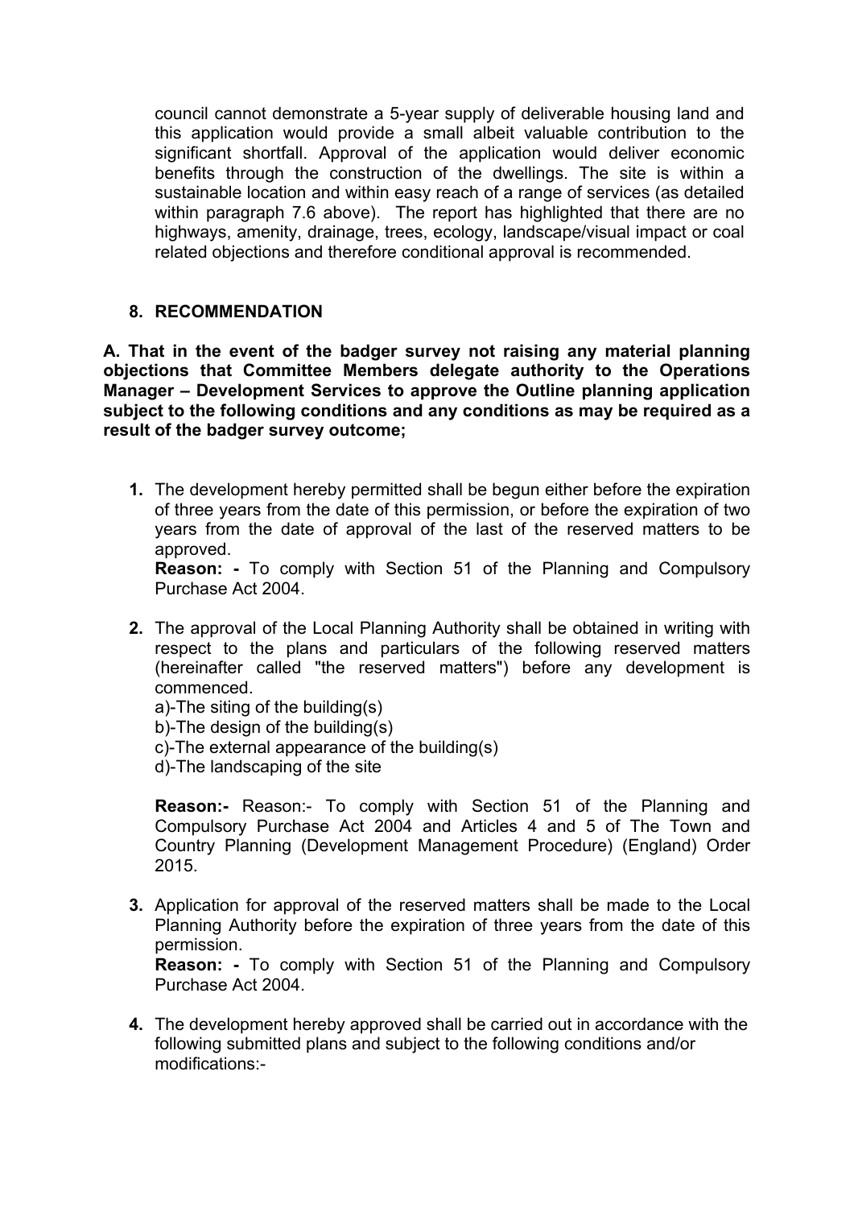council cannot demonstrate a 5-year supply of deliverable housing land and this application would provide a small albeit valuable contribution to the significant shortfall. Approval of the application would deliver economic benefits through the construction of the dwellings. The site is within a sustainable location and within easy reach of a range of services (as detailed within paragraph 7.6 above). The report has highlighted that there are no highways, amenity, drainage, trees, ecology, landscape/visual impact or coal related objections and therefore conditional approval is recommended.

## 8. RECOMMENDATION

**A. That in the event of the badger survey not raising any material planning objections that Committee Members delegate authority to the Operations Manager – Development Services to approve the Outline planning application subject to the following conditions and any conditions as may be required as a result of the badger survey outcome;**

1. The development hereby permitted shall be begun either before the expiration of three years from the date of this permission, or before the expiration of two years from the date of approval of the last of the reserved matters to be approved.
   **Reason: -** To comply with Section 51 of the Planning and Compulsory Purchase Act 2004.

2. The approval of the Local Planning Authority shall be obtained in writing with respect to the plans and particulars of the following reserved matters (hereinafter called "the reserved matters") before any development is commenced.
   a)-The siting of the building(s)
   b)-The design of the building(s)
   c)-The external appearance of the building(s)
   d)-The landscaping of the site

   **Reason:-** Reason:- To comply with Section 51 of the Planning and Compulsory Purchase Act 2004 and Articles 4 and 5 of The Town and Country Planning (Development Management Procedure) (England) Order 2015.

3. Application for approval of the reserved matters shall be made to the Local Planning Authority before the expiration of three years from the date of this permission.
   **Reason: -** To comply with Section 51 of the Planning and Compulsory Purchase Act 2004.

4. The development hereby approved shall be carried out in accordance with the following submitted plans and subject to the following conditions and/or modifications:-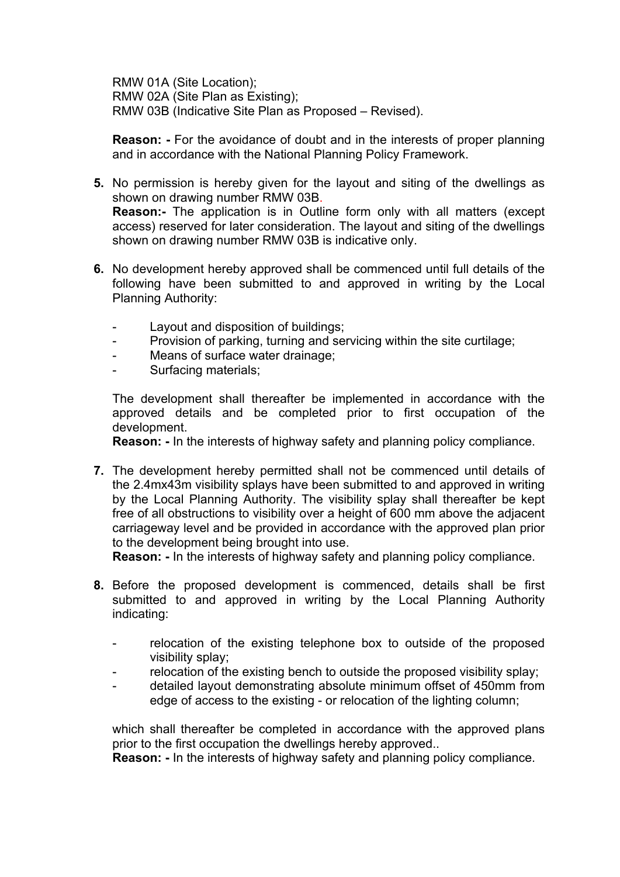RMW 01A (Site Location);
RMW 02A (Site Plan as Existing);
RMW 03B (Indicative Site Plan as Proposed – Revised).

**Reason: -** For the avoidance of doubt and in the interests of proper planning and in accordance with the National Planning Policy Framework.

**5.** No permission is hereby given for the layout and siting of the dwellings as shown on drawing number RMW 03B.
**Reason:-** The application is in Outline form only with all matters (except access) reserved for later consideration. The layout and siting of the dwellings shown on drawing number RMW 03B is indicative only.

**6.** No development hereby approved shall be commenced until full details of the following have been submitted to and approved in writing by the Local Planning Authority:

- Layout and disposition of buildings;
- Provision of parking, turning and servicing within the site curtilage;
- Means of surface water drainage;
- Surfacing materials;

The development shall thereafter be implemented in accordance with the approved details and be completed prior to first occupation of the development.
**Reason: -** In the interests of highway safety and planning policy compliance.

**7.** The development hereby permitted shall not be commenced until details of the 2.4mx43m visibility splays have been submitted to and approved in writing by the Local Planning Authority. The visibility splay shall thereafter be kept free of all obstructions to visibility over a height of 600 mm above the adjacent carriageway level and be provided in accordance with the approved plan prior to the development being brought into use.
**Reason: -** In the interests of highway safety and planning policy compliance.

**8.** Before the proposed development is commenced, details shall be first submitted to and approved in writing by the Local Planning Authority indicating:

- relocation of the existing telephone box to outside of the proposed visibility splay;
- relocation of the existing bench to outside the proposed visibility splay;
- detailed layout demonstrating absolute minimum offset of 450mm from edge of access to the existing - or relocation of the lighting column;

which shall thereafter be completed in accordance with the approved plans prior to the first occupation the dwellings hereby approved..
**Reason: -** In the interests of highway safety and planning policy compliance.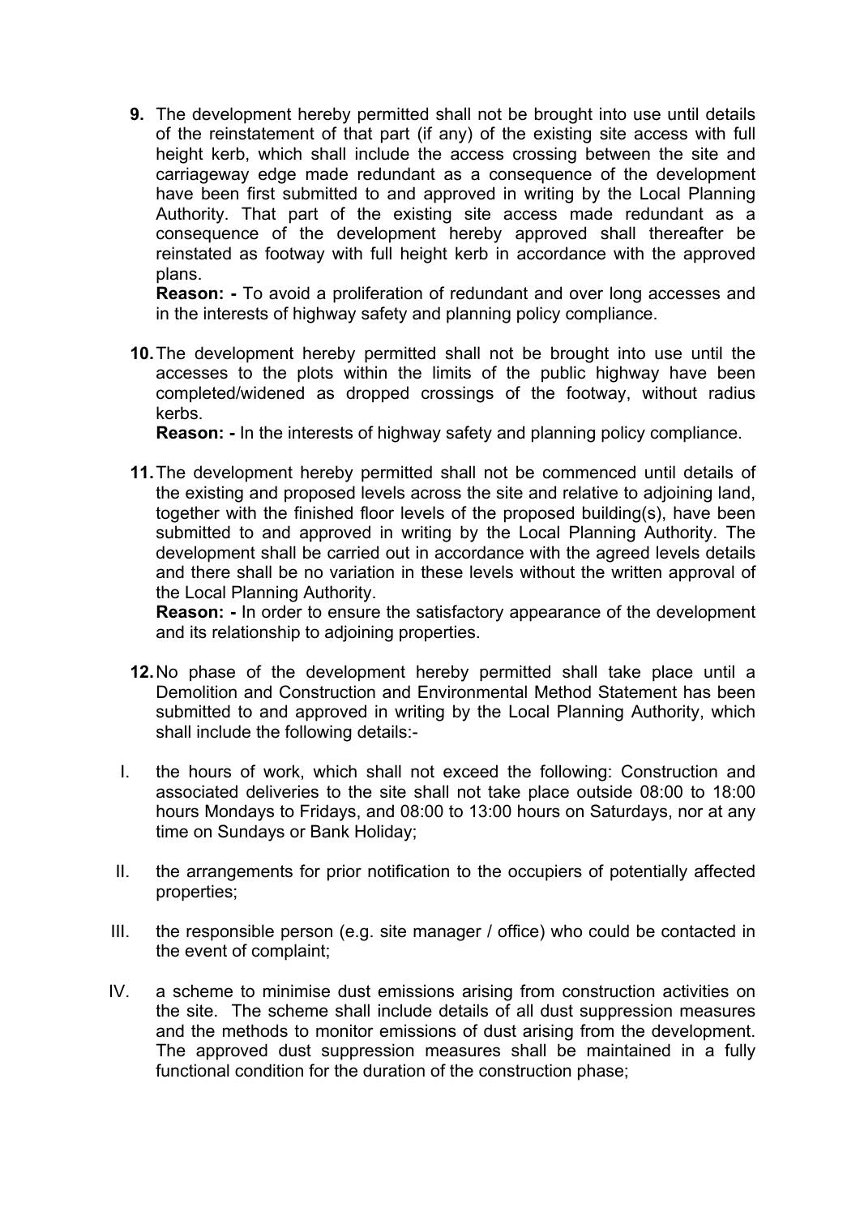9. The development hereby permitted shall not be brought into use until details of the reinstatement of that part (if any) of the existing site access with full height kerb, which shall include the access crossing between the site and carriageway edge made redundant as a consequence of the development have been first submitted to and approved in writing by the Local Planning Authority. That part of the existing site access made redundant as a consequence of the development hereby approved shall thereafter be reinstated as footway with full height kerb in accordance with the approved plans.
   **Reason: -** To avoid a proliferation of redundant and over long accesses and in the interests of highway safety and planning policy compliance.

10. The development hereby permitted shall not be brought into use until the accesses to the plots within the limits of the public highway have been completed/widened as dropped crossings of the footway, without radius kerbs.
    **Reason: -** In the interests of highway safety and planning policy compliance.

11. The development hereby permitted shall not be commenced until details of the existing and proposed levels across the site and relative to adjoining land, together with the finished floor levels of the proposed building(s), have been submitted to and approved in writing by the Local Planning Authority. The development shall be carried out in accordance with the agreed levels details and there shall be no variation in these levels without the written approval of the Local Planning Authority.
    **Reason: -** In order to ensure the satisfactory appearance of the development and its relationship to adjoining properties.

12. No phase of the development hereby permitted shall take place until a Demolition and Construction and Environmental Method Statement has been submitted to and approved in writing by the Local Planning Authority, which shall include the following details:-

I. the hours of work, which shall not exceed the following: Construction and associated deliveries to the site shall not take place outside 08:00 to 18:00 hours Mondays to Fridays, and 08:00 to 13:00 hours on Saturdays, nor at any time on Sundays or Bank Holiday;

II. the arrangements for prior notification to the occupiers of potentially affected properties;

III. the responsible person (e.g. site manager / office) who could be contacted in the event of complaint;

IV. a scheme to minimise dust emissions arising from construction activities on the site. The scheme shall include details of all dust suppression measures and the methods to monitor emissions of dust arising from the development. The approved dust suppression measures shall be maintained in a fully functional condition for the duration of the construction phase;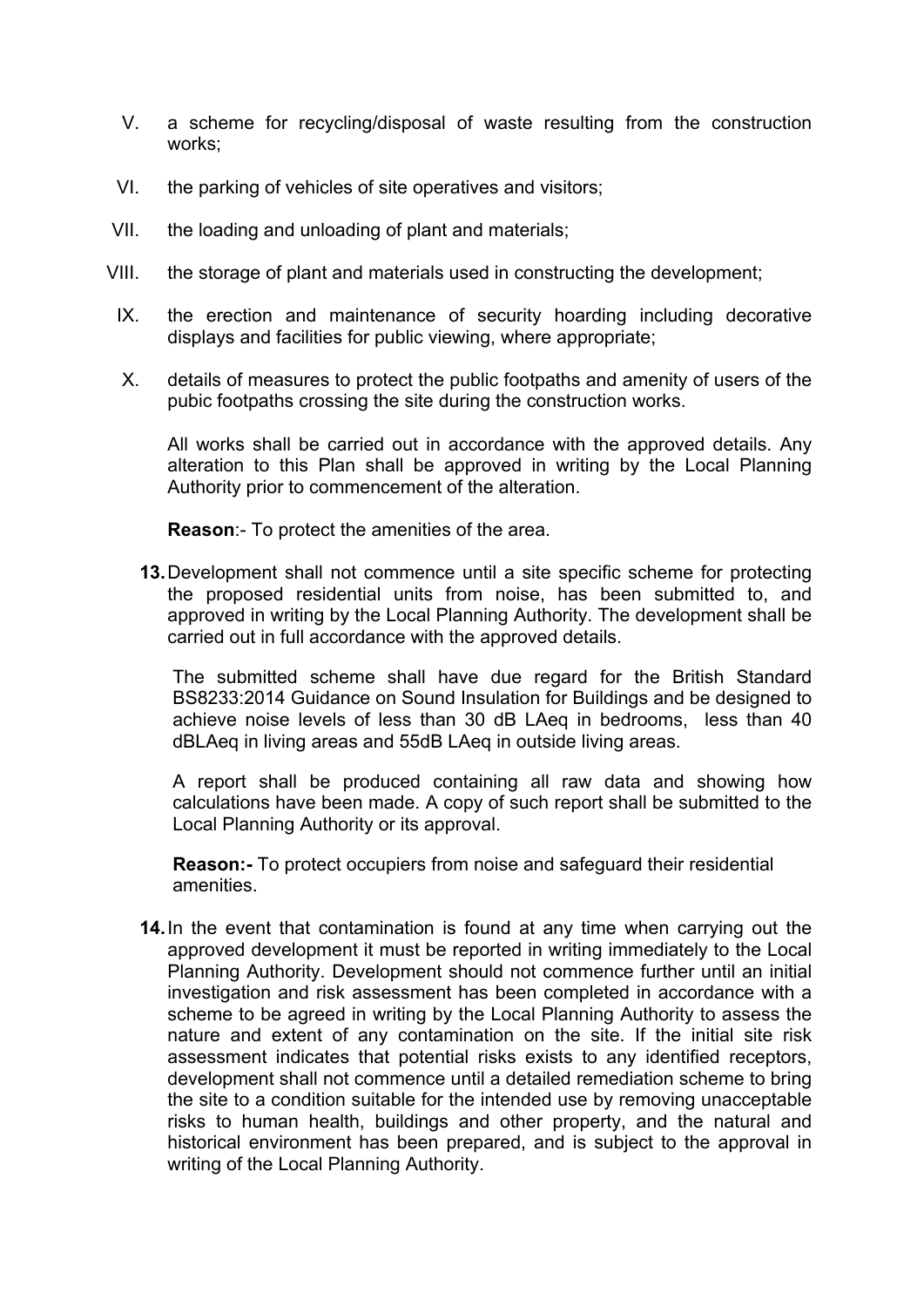V. a scheme for recycling/disposal of waste resulting from the construction works;

VI. the parking of vehicles of site operatives and visitors;

VII. the loading and unloading of plant and materials;

VIII. the storage of plant and materials used in constructing the development;

IX. the erection and maintenance of security hoarding including decorative displays and facilities for public viewing, where appropriate;

X. details of measures to protect the public footpaths and amenity of users of the pubic footpaths crossing the site during the construction works.

All works shall be carried out in accordance with the approved details. Any alteration to this Plan shall be approved in writing by the Local Planning Authority prior to commencement of the alteration.

**Reason**:- To protect the amenities of the area.

**13.** Development shall not commence until a site specific scheme for protecting the proposed residential units from noise, has been submitted to, and approved in writing by the Local Planning Authority. The development shall be carried out in full accordance with the approved details.

The submitted scheme shall have due regard for the British Standard BS8233:2014 Guidance on Sound Insulation for Buildings and be designed to achieve noise levels of less than 30 dB LAeq in bedrooms, less than 40 dBLAeq in living areas and 55dB LAeq in outside living areas.

A report shall be produced containing all raw data and showing how calculations have been made. A copy of such report shall be submitted to the Local Planning Authority or its approval.

**Reason:-** To protect occupiers from noise and safeguard their residential amenities.

**14.** In the event that contamination is found at any time when carrying out the approved development it must be reported in writing immediately to the Local Planning Authority. Development should not commence further until an initial investigation and risk assessment has been completed in accordance with a scheme to be agreed in writing by the Local Planning Authority to assess the nature and extent of any contamination on the site. If the initial site risk assessment indicates that potential risks exists to any identified receptors, development shall not commence until a detailed remediation scheme to bring the site to a condition suitable for the intended use by removing unacceptable risks to human health, buildings and other property, and the natural and historical environment has been prepared, and is subject to the approval in writing of the Local Planning Authority.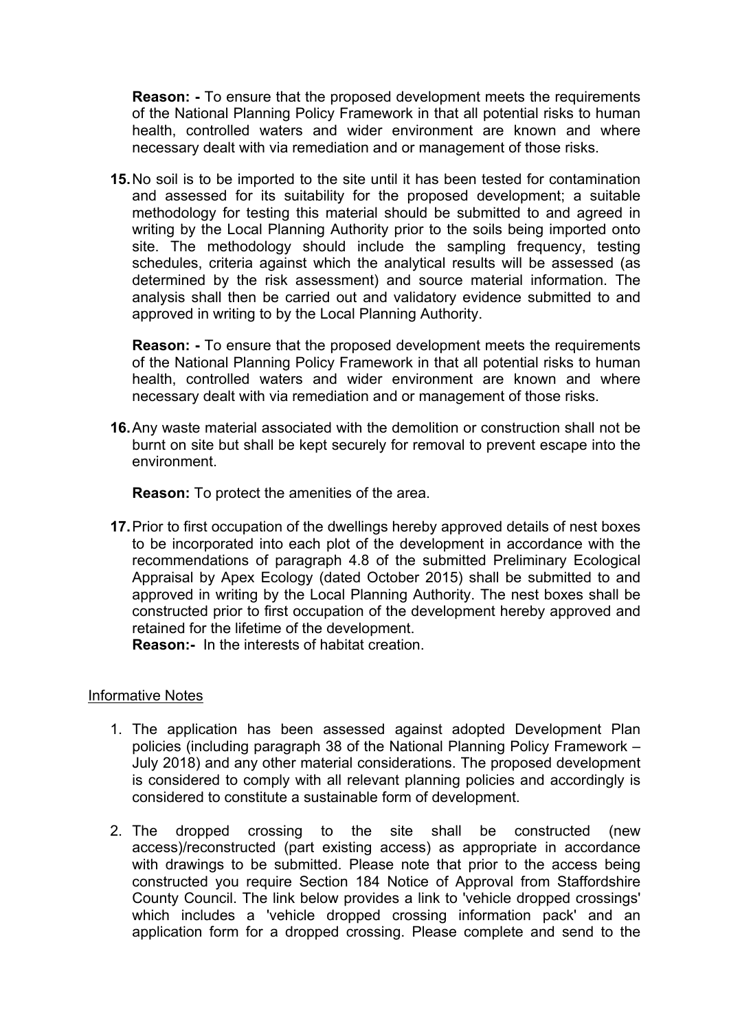**Reason: -** To ensure that the proposed development meets the requirements of the National Planning Policy Framework in that all potential risks to human health, controlled waters and wider environment are known and where necessary dealt with via remediation and or management of those risks.

**15.** No soil is to be imported to the site until it has been tested for contamination and assessed for its suitability for the proposed development; a suitable methodology for testing this material should be submitted to and agreed in writing by the Local Planning Authority prior to the soils being imported onto site. The methodology should include the sampling frequency, testing schedules, criteria against which the analytical results will be assessed (as determined by the risk assessment) and source material information. The analysis shall then be carried out and validatory evidence submitted to and approved in writing to by the Local Planning Authority.

**Reason: -** To ensure that the proposed development meets the requirements of the National Planning Policy Framework in that all potential risks to human health, controlled waters and wider environment are known and where necessary dealt with via remediation and or management of those risks.

**16.** Any waste material associated with the demolition or construction shall not be burnt on site but shall be kept securely for removal to prevent escape into the environment.

**Reason:** To protect the amenities of the area.

**17.** Prior to first occupation of the dwellings hereby approved details of nest boxes to be incorporated into each plot of the development in accordance with the recommendations of paragraph 4.8 of the submitted Preliminary Ecological Appraisal by Apex Ecology (dated October 2015) shall be submitted to and approved in writing by the Local Planning Authority. The nest boxes shall be constructed prior to first occupation of the development hereby approved and retained for the lifetime of the development.
**Reason:-** In the interests of habitat creation.

## Informative Notes

1. The application has been assessed against adopted Development Plan policies (including paragraph 38 of the National Planning Policy Framework – July 2018) and any other material considerations. The proposed development is considered to comply with all relevant planning policies and accordingly is considered to constitute a sustainable form of development.

2. The dropped crossing to the site shall be constructed (new access)/reconstructed (part existing access) as appropriate in accordance with drawings to be submitted. Please note that prior to the access being constructed you require Section 184 Notice of Approval from Staffordshire County Council. The link below provides a link to 'vehicle dropped crossings' which includes a 'vehicle dropped crossing information pack' and an application form for a dropped crossing. Please complete and send to the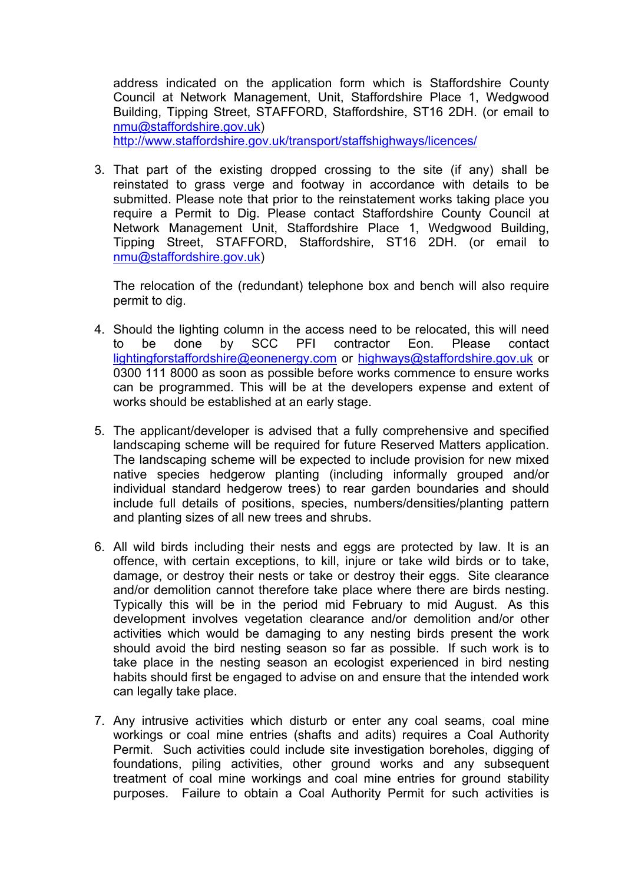address indicated on the application form which is Staffordshire County Council at Network Management, Unit, Staffordshire Place 1, Wedgwood Building, Tipping Street, STAFFORD, Staffordshire, ST16 2DH. (or email to nmu@staffordshire.gov.uk)
http://www.staffordshire.gov.uk/transport/staffshighways/licences/

3. That part of the existing dropped crossing to the site (if any) shall be reinstated to grass verge and footway in accordance with details to be submitted. Please note that prior to the reinstatement works taking place you require a Permit to Dig. Please contact Staffordshire County Council at Network Management Unit, Staffordshire Place 1, Wedgwood Building, Tipping Street, STAFFORD, Staffordshire, ST16 2DH. (or email to nmu@staffordshire.gov.uk)

   The relocation of the (redundant) telephone box and bench will also require permit to dig.

4. Should the lighting column in the access need to be relocated, this will need to be done by SCC PFI contractor Eon. Please contact lightingforstaffordshire@eonenergy.com or highways@staffordshire.gov.uk or 0300 111 8000 as soon as possible before works commence to ensure works can be programmed. This will be at the developers expense and extent of works should be established at an early stage.

5. The applicant/developer is advised that a fully comprehensive and specified landscaping scheme will be required for future Reserved Matters application. The landscaping scheme will be expected to include provision for new mixed native species hedgerow planting (including informally grouped and/or individual standard hedgerow trees) to rear garden boundaries and should include full details of positions, species, numbers/densities/planting pattern and planting sizes of all new trees and shrubs.

6. All wild birds including their nests and eggs are protected by law. It is an offence, with certain exceptions, to kill, injure or take wild birds or to take, damage, or destroy their nests or take or destroy their eggs. Site clearance and/or demolition cannot therefore take place where there are birds nesting. Typically this will be in the period mid February to mid August. As this development involves vegetation clearance and/or demolition and/or other activities which would be damaging to any nesting birds present the work should avoid the bird nesting season so far as possible. If such work is to take place in the nesting season an ecologist experienced in bird nesting habits should first be engaged to advise on and ensure that the intended work can legally take place.

7. Any intrusive activities which disturb or enter any coal seams, coal mine workings or coal mine entries (shafts and adits) requires a Coal Authority Permit. Such activities could include site investigation boreholes, digging of foundations, piling activities, other ground works and any subsequent treatment of coal mine workings and coal mine entries for ground stability purposes. Failure to obtain a Coal Authority Permit for such activities is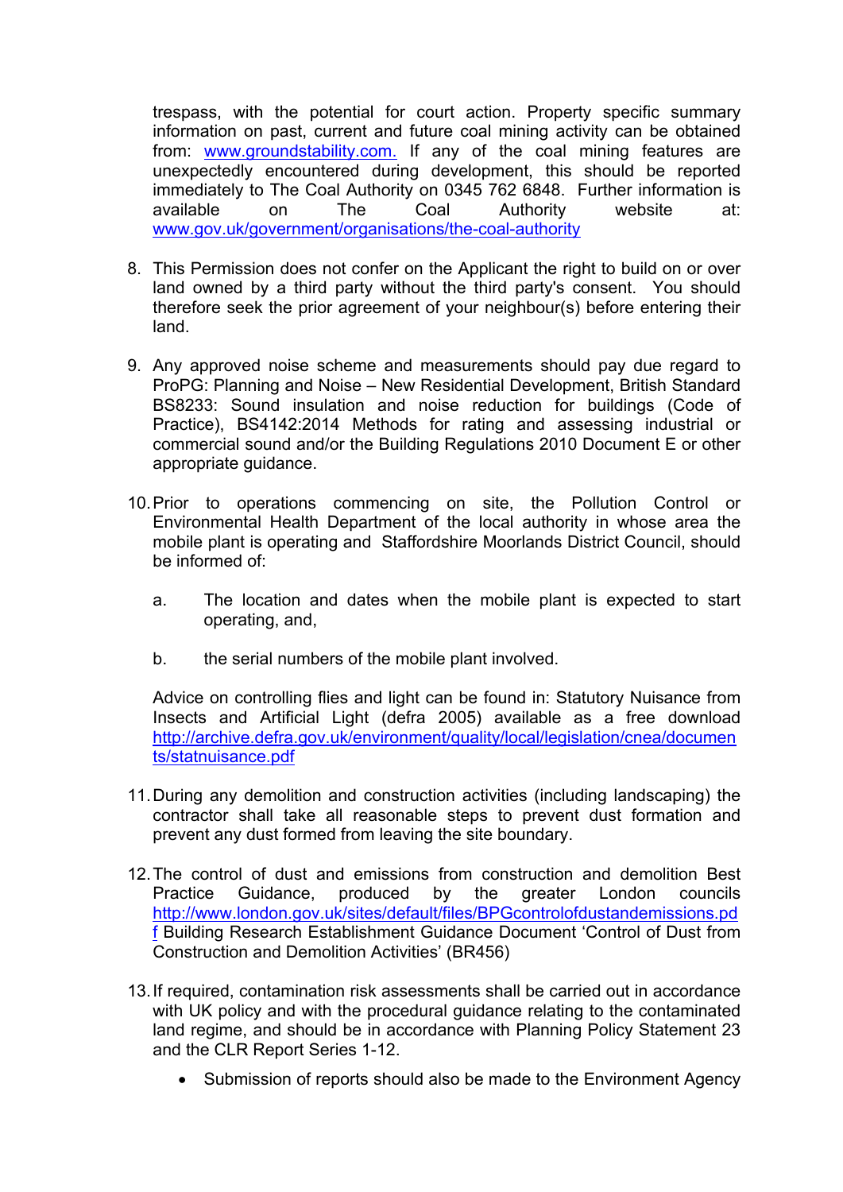trespass, with the potential for court action. Property specific summary information on past, current and future coal mining activity can be obtained from: www.groundstability.com. If any of the coal mining features are unexpectedly encountered during development, this should be reported immediately to The Coal Authority on 0345 762 6848. Further information is available on The Coal Authority website at: www.gov.uk/government/organisations/the-coal-authority

8. This Permission does not confer on the Applicant the right to build on or over land owned by a third party without the third party's consent. You should therefore seek the prior agreement of your neighbour(s) before entering their land.

9. Any approved noise scheme and measurements should pay due regard to ProPG: Planning and Noise – New Residential Development, British Standard BS8233: Sound insulation and noise reduction for buildings (Code of Practice), BS4142:2014 Methods for rating and assessing industrial or commercial sound and/or the Building Regulations 2010 Document E or other appropriate guidance.

10. Prior to operations commencing on site, the Pollution Control or Environmental Health Department of the local authority in whose area the mobile plant is operating and Staffordshire Moorlands District Council, should be informed of:

    a. The location and dates when the mobile plant is expected to start operating, and,

    b. the serial numbers of the mobile plant involved.

    Advice on controlling flies and light can be found in: Statutory Nuisance from Insects and Artificial Light (defra 2005) available as a free download http://archive.defra.gov.uk/environment/quality/local/legislation/cnea/documents/statnuisance.pdf

11. During any demolition and construction activities (including landscaping) the contractor shall take all reasonable steps to prevent dust formation and prevent any dust formed from leaving the site boundary.

12. The control of dust and emissions from construction and demolition Best Practice Guidance, produced by the greater London councils http://www.london.gov.uk/sites/default/files/BPGcontrolofdustandemissions.pdf Building Research Establishment Guidance Document 'Control of Dust from Construction and Demolition Activities' (BR456)

13. If required, contamination risk assessments shall be carried out in accordance with UK policy and with the procedural guidance relating to the contaminated land regime, and should be in accordance with Planning Policy Statement 23 and the CLR Report Series 1-12.

    - Submission of reports should also be made to the Environment Agency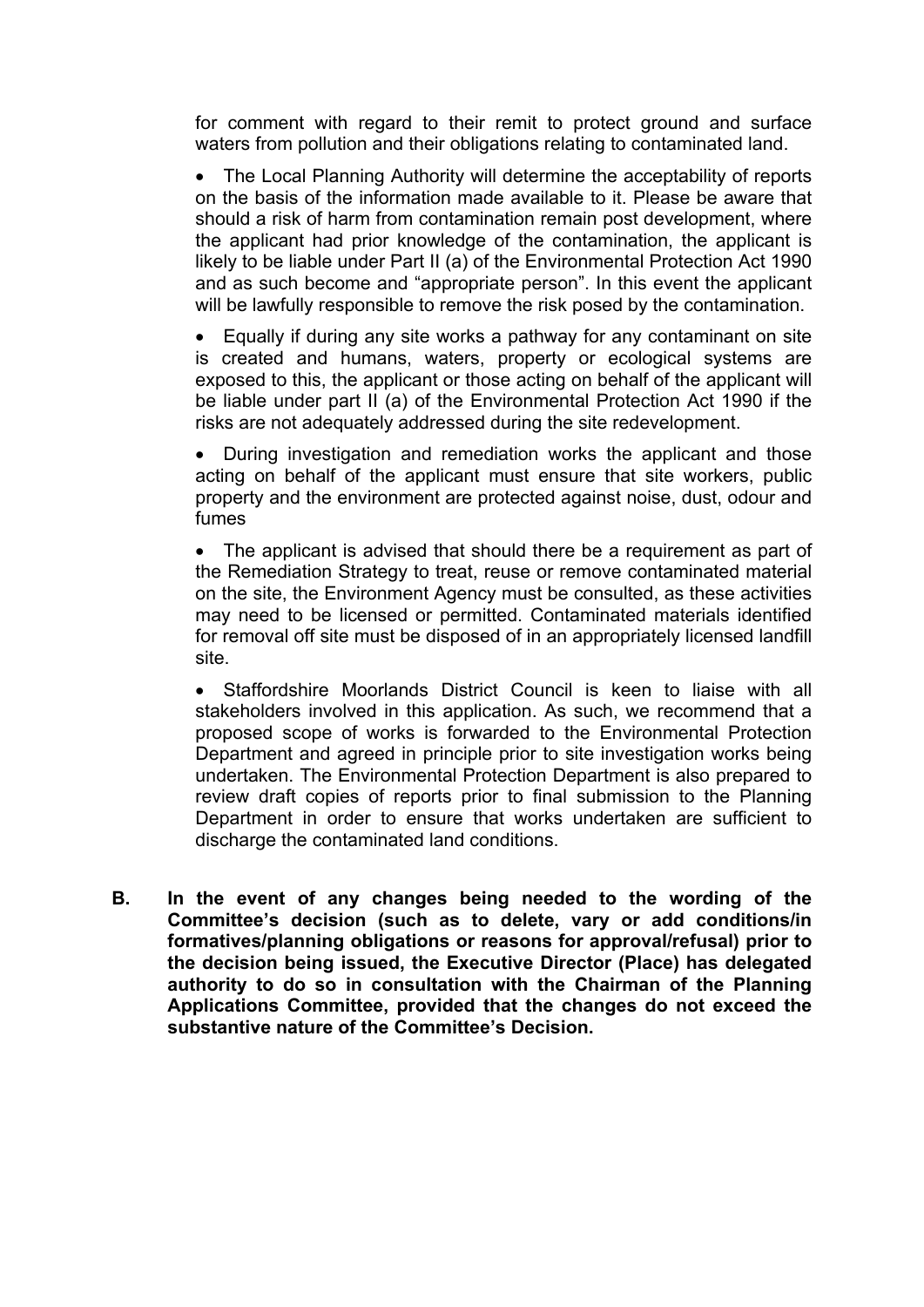for comment with regard to their remit to protect ground and surface waters from pollution and their obligations relating to contaminated land.

- The Local Planning Authority will determine the acceptability of reports on the basis of the information made available to it. Please be aware that should a risk of harm from contamination remain post development, where the applicant had prior knowledge of the contamination, the applicant is likely to be liable under Part II (a) of the Environmental Protection Act 1990 and as such become and "appropriate person". In this event the applicant will be lawfully responsible to remove the risk posed by the contamination.

- Equally if during any site works a pathway for any contaminant on site is created and humans, waters, property or ecological systems are exposed to this, the applicant or those acting on behalf of the applicant will be liable under part II (a) of the Environmental Protection Act 1990 if the risks are not adequately addressed during the site redevelopment.

- During investigation and remediation works the applicant and those acting on behalf of the applicant must ensure that site workers, public property and the environment are protected against noise, dust, odour and fumes

- The applicant is advised that should there be a requirement as part of the Remediation Strategy to treat, reuse or remove contaminated material on the site, the Environment Agency must be consulted, as these activities may need to be licensed or permitted. Contaminated materials identified for removal off site must be disposed of in an appropriately licensed landfill site.

- Staffordshire Moorlands District Council is keen to liaise with all stakeholders involved in this application. As such, we recommend that a proposed scope of works is forwarded to the Environmental Protection Department and agreed in principle prior to site investigation works being undertaken. The Environmental Protection Department is also prepared to review draft copies of reports prior to final submission to the Planning Department in order to ensure that works undertaken are sufficient to discharge the contaminated land conditions.

**B. In the event of any changes being needed to the wording of the Committee's decision (such as to delete, vary or add conditions/in formatives/planning obligations or reasons for approval/refusal) prior to the decision being issued, the Executive Director (Place) has delegated authority to do so in consultation with the Chairman of the Planning Applications Committee, provided that the changes do not exceed the substantive nature of the Committee's Decision.**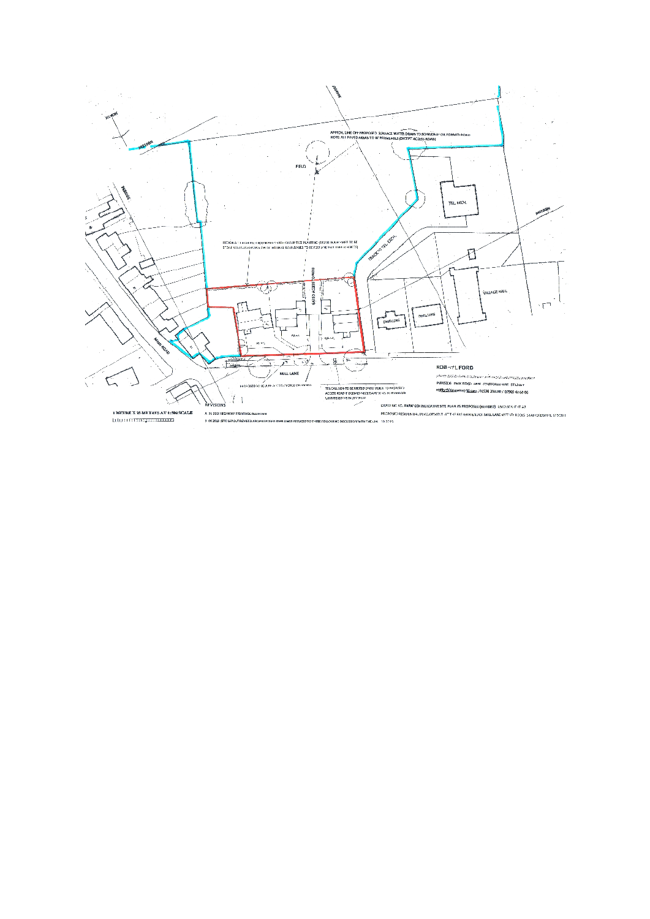APPROX. LINE OF PROPOSED SURFACE WATER DRAIN TO SOAKAWAY OR FORMED ROAD
NOTE ALL PAVED AREAS TO BE PERMEABLE (EXCEPT ACCESS ROAD)

FIELD

TEL. EXCH.

TRACK TO TEL. EXCH.

VILLAGE HALL

DWELLING

DWELLING

GATED ACCESS TO FIELD

MILL LANE

PARK ROAD

FOOTPATH

PROPOSED VEHICULAR ACCESS / VISIBILITY SPLAY

TELECABLES TO BE DIVERTED ONTO VERGE TO PROPOSED ACCESS ROAD IF DEEMED NECESSARY SO AS TO MAINTAIN UNIMPEDED VISIBILITY SPLAY

ROBERT L FORD

PINESIDE PARK ROAD STAFFORDSHIRE ST13

01538 398180 / 07960 466086

REVISIONS

A 31 2015 HIGHWAY FRONTAGE ...

B 06 2015 SITE LAYOUT REVISED AND PROPOSED DWELLINGS REDUCED TO THREE FOLLOWING DISCUSSION WITH THE LPA ... 2015

DRAW NO. RLF ... INDICATIVE SITE PLAN AS PROPOSED (REVISED)

PROPOSED RESIDENTIAL DEVELOPMENT AT THE EASTERN END OF MILL LANE ... STAFFORDSHIRE ST

1 METRE X 25 METRES AT 1:500 SCALE